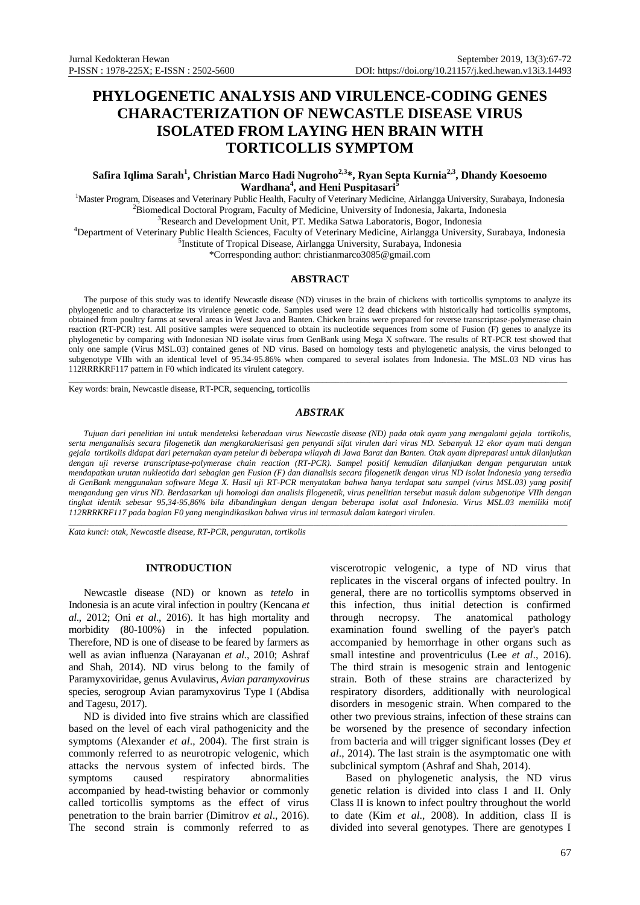# PHYLOGENETIC ANALYSIS AND VIRULENCE-CODING GENES CHARACTERIZATION OF NEWCASTLE DISEASE VIRUS ISOLATED FROM LAYING HEN BRAIN WITH TORTICOLLIS SYMPTOM

**Safira Iqlima Sarah[1], Christian Marco Hadi Nugroho[2,3]*, Ryan Septa Kurnia[2,3], Dhandy Koesoemo Wardhana[4], and Heni Puspitasari[5]**

[1]Master Program, Diseases and Veterinary Public Health, Faculty of Veterinary Medicine, Airlangga University, Surabaya, Indonesia
[2]Biomedical Doctoral Program, Faculty of Medicine, University of Indonesia, Jakarta, Indonesia
[3]Research and Development Unit, PT. Medika Satwa Laboratoris, Bogor, Indonesia
[4]Department of Veterinary Public Health Sciences, Faculty of Veterinary Medicine, Airlangga University, Surabaya, Indonesia
[5]Institute of Tropical Disease, Airlangga University, Surabaya, Indonesia
*Corresponding author: christianmarco3085@gmail.com

## ABSTRACT

The purpose of this study was to identify Newcastle disease (ND) viruses in the brain of chickens with torticollis symptoms to analyze its phylogenetic and to characterize its virulence genetic code. Samples used were 12 dead chickens with historically had torticollis symptoms, obtained from poultry farms at several areas in West Java and Banten. Chicken brains were prepared for reverse transcriptase-polymerase chain reaction (RT-PCR) test. All positive samples were sequenced to obtain its nucleotide sequences from some of Fusion (F) genes to analyze its phylogenetic by comparing with Indonesian ND isolate virus from GenBank using Mega X software. The results of RT-PCR test showed that only one sample (Virus MSL.03) contained genes of ND virus. Based on homology tests and phylogenetic analysis, the virus belonged to subgenotype VIIh with an identical level of 95.34-95.86% when compared to several isolates from Indonesia. The MSL.03 ND virus has 112RRRKRF117 pattern in F0 which indicated its virulent category.

Key words: brain, Newcastle disease, RT-PCR, sequencing, torticollis

## *ABSTRAK*

*Tujuan dari penelitian ini untuk mendeteksi keberadaan virus Newcastle disease (ND) pada otak ayam yang mengalami gejala tortikolis, serta menganalisis secara filogenetik dan mengkarakterisasi gen penyandi sifat virulen dari virus ND. Sebanyak 12 ekor ayam mati dengan gejala tortikolis didapat dari peternakan ayam petelur di beberapa wilayah di Jawa Barat dan Banten. Otak ayam dipreparasi untuk dilanjutkan dengan uji reverse transcriptase-polymerase chain reaction (RT-PCR). Sampel positif kemudian dilanjutkan dengan pengurutan untuk mendapatkan urutan nukleotida dari sebagian gen Fusion (F) dan dianalisis secara filogenetik dengan virus ND isolat Indonesia yang tersedia di GenBank menggunakan software Mega X. Hasil uji RT-PCR menyatakan bahwa hanya terdapat satu sampel (virus MSL.03) yang positif mengandung gen virus ND. Berdasarkan uji homologi dan analisis filogenetik, virus penelitian tersebut masuk dalam subgenotipe VIIh dengan tingkat identik sebesar 95,34-95,86% bila dibandingkan dengan dengan beberapa isolat asal Indonesia. Virus MSL.03 memiliki motif 112RRRKRF117 pada bagian F0 yang mengindikasikan bahwa virus ini termasuk dalam kategori virulen.*

*Kata kunci: otak, Newcastle disease, RT-PCR, pengurutan, tortikolis*

## INTRODUCTION

Newcastle disease (ND) or known as *tetelo* in Indonesia is an acute viral infection in poultry (Kencana *et al*., 2012; Oni *et al*., 2016). It has high mortality and morbidity (80-100%) in the infected population. Therefore, ND is one of disease to be feared by farmers as well as avian influenza (Narayanan *et al*., 2010; Ashraf and Shah, 2014). ND virus belong to the family of Paramyxoviridae, genus Avulavirus, *Avian paramyxovirus* species, serogroup Avian paramyxovirus Type I (Abdisa and Tagesu, 2017).

ND is divided into five strains which are classified based on the level of each viral pathogenicity and the symptoms (Alexander *et al*., 2004). The first strain is commonly referred to as neurotropic velogenic, which attacks the nervous system of infected birds. The symptoms caused respiratory abnormalities accompanied by head-twisting behavior or commonly called torticollis symptoms as the effect of virus penetration to the brain barrier (Dimitrov *et al*., 2016). The second strain is commonly referred to as viscerotropic velogenic, a type of ND virus that replicates in the visceral organs of infected poultry. In general, there are no torticollis symptoms observed in this infection, thus initial detection is confirmed through necropsy. The anatomical pathology examination found swelling of the payer's patch accompanied by hemorrhage in other organs such as small intestine and proventriculus (Lee *et al*., 2016). The third strain is mesogenic strain and lentogenic strain. Both of these strains are characterized by respiratory disorders, additionally with neurological disorders in mesogenic strain. When compared to the other two previous strains, infection of these strains can be worsened by the presence of secondary infection from bacteria and will trigger significant losses (Dey *et al*., 2014). The last strain is the asymptomatic one with subclinical symptom (Ashraf and Shah, 2014).

Based on phylogenetic analysis, the ND virus genetic relation is divided into class I and II. Only Class II is known to infect poultry throughout the world to date (Kim *et al*., 2008). In addition, class II is divided into several genotypes. There are genotypes I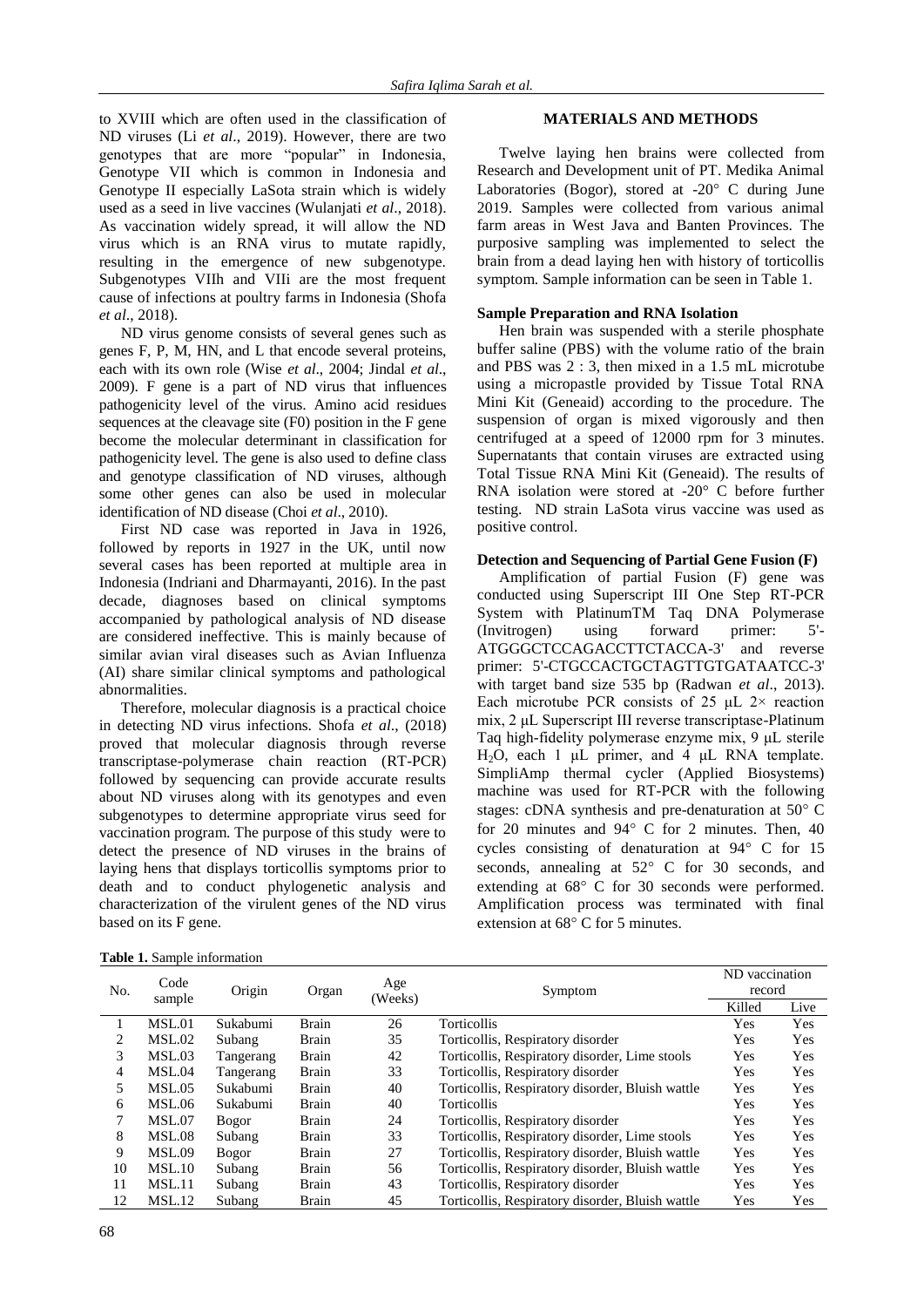to XVIII which are often used in the classification of ND viruses (Li *et al*., 2019). However, there are two genotypes that are more "popular" in Indonesia, Genotype VII which is common in Indonesia and Genotype II especially LaSota strain which is widely used as a seed in live vaccines (Wulanjati *et al*., 2018). As vaccination widely spread, it will allow the ND virus which is an RNA virus to mutate rapidly, resulting in the emergence of new subgenotype. Subgenotypes VIIh and VIIi are the most frequent cause of infections at poultry farms in Indonesia (Shofa *et al*., 2018).

ND virus genome consists of several genes such as genes F, P, M, HN, and L that encode several proteins, each with its own role (Wise *et al*., 2004; Jindal *et al*., 2009). F gene is a part of ND virus that influences pathogenicity level of the virus. Amino acid residues sequences at the cleavage site (F0) position in the F gene become the molecular determinant in classification for pathogenicity level. The gene is also used to define class and genotype classification of ND viruses, although some other genes can also be used in molecular identification of ND disease (Choi *et al*., 2010).

First ND case was reported in Java in 1926, followed by reports in 1927 in the UK, until now several cases has been reported at multiple area in Indonesia (Indriani and Dharmayanti, 2016). In the past decade, diagnoses based on clinical symptoms accompanied by pathological analysis of ND disease are considered ineffective. This is mainly because of similar avian viral diseases such as Avian Influenza (AI) share similar clinical symptoms and pathological abnormalities.

Therefore, molecular diagnosis is a practical choice in detecting ND virus infections. Shofa *et al*., (2018) proved that molecular diagnosis through reverse transcriptase-polymerase chain reaction (RT-PCR) followed by sequencing can provide accurate results about ND viruses along with its genotypes and even subgenotypes to determine appropriate virus seed for vaccination program. The purpose of this study were to detect the presence of ND viruses in the brains of laying hens that displays torticollis symptoms prior to death and to conduct phylogenetic analysis and characterization of the virulent genes of the ND virus based on its F gene.

## MATERIALS AND METHODS

Twelve laying hen brains were collected from Research and Development unit of PT. Medika Animal Laboratories (Bogor), stored at -20° C during June 2019. Samples were collected from various animal farm areas in West Java and Banten Provinces. The purposive sampling was implemented to select the brain from a dead laying hen with history of torticollis symptom. Sample information can be seen in Table 1.

### Sample Preparation and RNA Isolation

Hen brain was suspended with a sterile phosphate buffer saline (PBS) with the volume ratio of the brain and PBS was 2 : 3, then mixed in a 1.5 mL microtube using a micropastle provided by Tissue Total RNA Mini Kit (Geneaid) according to the procedure. The suspension of organ is mixed vigorously and then centrifuged at a speed of 12000 rpm for 3 minutes. Supernatants that contain viruses are extracted using Total Tissue RNA Mini Kit (Geneaid). The results of RNA isolation were stored at -20° C before further testing. ND strain LaSota virus vaccine was used as positive control.

### Detection and Sequencing of Partial Gene Fusion (F)

Amplification of partial Fusion (F) gene was conducted using Superscript III One Step RT-PCR System with PlatinumTM Taq DNA Polymerase (Invitrogen) using forward primer: 5'-ATGGGCTCCAGACCTTCTACCA-3' and reverse primer: 5'-CTGCCACTGCTAGTTGTGATAATCC-3' with target band size 535 bp (Radwan *et al*., 2013). Each microtube PCR consists of 25 μL 2× reaction mix, 2 μL Superscript III reverse transcriptase-Platinum Taq high-fidelity polymerase enzyme mix, 9 μL sterile $H_2O$, each 1 μL primer, and 4 μL RNA template. SimpliAmp thermal cycler (Applied Biosystems) machine was used for RT-PCR with the following stages: cDNA synthesis and pre-denaturation at 50° C for 20 minutes and 94° C for 2 minutes. Then, 40 cycles consisting of denaturation at 94° C for 15 seconds, annealing at 52° C for 30 seconds, and extending at 68° C for 30 seconds were performed. Amplification process was terminated with final extension at 68° C for 5 minutes.

**Table 1.** Sample information

| No. | Code sample | Origin | Organ | Age (Weeks) | Symptom | ND vaccination record | |
|---|---|---|---|---|---|---|---|
| | | | | | | Killed | Live |
| 1 | MSL.01 | Sukabumi | Brain | 26 | Torticollis | Yes | Yes |
| 2 | MSL.02 | Subang | Brain | 35 | Torticollis, Respiratory disorder | Yes | Yes |
| 3 | MSL.03 | Tangerang | Brain | 42 | Torticollis, Respiratory disorder, Lime stools | Yes | Yes |
| 4 | MSL.04 | Tangerang | Brain | 33 | Torticollis, Respiratory disorder | Yes | Yes |
| 5 | MSL.05 | Sukabumi | Brain | 40 | Torticollis, Respiratory disorder, Bluish wattle | Yes | Yes |
| 6 | MSL.06 | Sukabumi | Brain | 40 | Torticollis | Yes | Yes |
| 7 | MSL.07 | Bogor | Brain | 24 | Torticollis, Respiratory disorder | Yes | Yes |
| 8 | MSL.08 | Subang | Brain | 33 | Torticollis, Respiratory disorder, Lime stools | Yes | Yes |
| 9 | MSL.09 | Bogor | Brain | 27 | Torticollis, Respiratory disorder, Bluish wattle | Yes | Yes |
| 10 | MSL.10 | Subang | Brain | 56 | Torticollis, Respiratory disorder, Bluish wattle | Yes | Yes |
| 11 | MSL.11 | Subang | Brain | 43 | Torticollis, Respiratory disorder | Yes | Yes |
| 12 | MSL.12 | Subang | Brain | 45 | Torticollis, Respiratory disorder, Bluish wattle | Yes | Yes |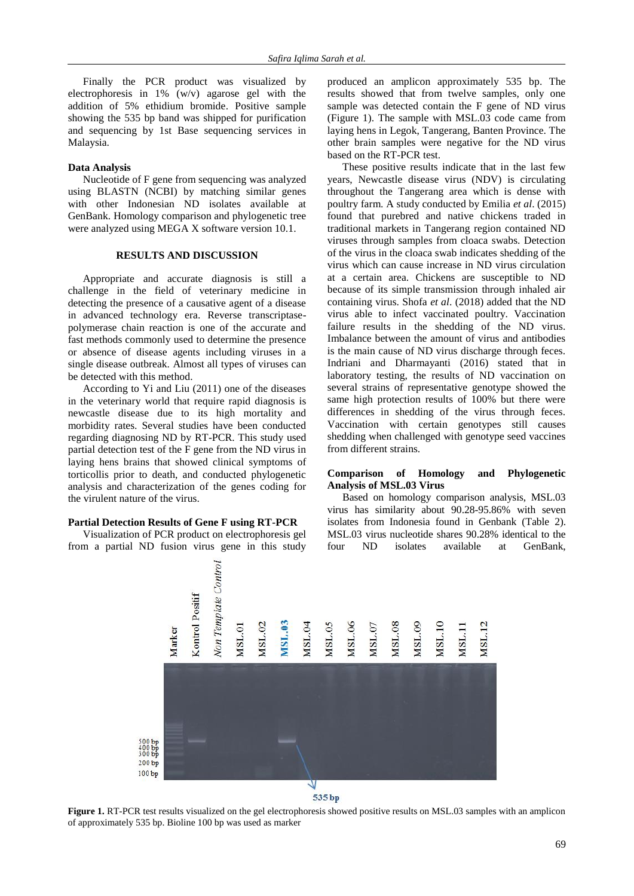Finally the PCR product was visualized by electrophoresis in 1% (w/v) agarose gel with the addition of 5% ethidium bromide. Positive sample showing the 535 bp band was shipped for purification and sequencing by 1st Base sequencing services in Malaysia.

**Data Analysis**

Nucleotide of F gene from sequencing was analyzed using BLASTN (NCBI) by matching similar genes with other Indonesian ND isolates available at GenBank. Homology comparison and phylogenetic tree were analyzed using MEGA X software version 10.1.

## RESULTS AND DISCUSSION

Appropriate and accurate diagnosis is still a challenge in the field of veterinary medicine in detecting the presence of a causative agent of a disease in advanced technology era. Reverse transcriptase-polymerase chain reaction is one of the accurate and fast methods commonly used to determine the presence or absence of disease agents including viruses in a single disease outbreak. Almost all types of viruses can be detected with this method.

According to Yi and Liu (2011) one of the diseases in the veterinary world that require rapid diagnosis is newcastle disease due to its high mortality and morbidity rates. Several studies have been conducted regarding diagnosing ND by RT-PCR. This study used partial detection test of the F gene from the ND virus in laying hens brains that showed clinical symptoms of torticollis prior to death, and conducted phylogenetic analysis and characterization of the genes coding for the virulent nature of the virus.

**Partial Detection Results of Gene F using RT-PCR**

Visualization of PCR product on electrophoresis gel from a partial ND fusion virus gene in this study produced an amplicon approximately 535 bp. The results showed that from twelve samples, only one sample was detected contain the F gene of ND virus (Figure 1). The sample with MSL.03 code came from laying hens in Legok, Tangerang, Banten Province. The other brain samples were negative for the ND virus based on the RT-PCR test.

These positive results indicate that in the last few years, Newcastle disease virus (NDV) is circulating throughout the Tangerang area which is dense with poultry farm. A study conducted by Emilia *et al*. (2015) found that purebred and native chickens traded in traditional markets in Tangerang region contained ND viruses through samples from cloaca swabs. Detection of the virus in the cloaca swab indicates shedding of the virus which can cause increase in ND virus circulation at a certain area. Chickens are susceptible to ND because of its simple transmission through inhaled air containing virus. Shofa *et al*. (2018) added that the ND virus able to infect vaccinated poultry. Vaccination failure results in the shedding of the ND virus. Imbalance between the amount of virus and antibodies is the main cause of ND virus discharge through feces. Indriani and Dharmayanti (2016) stated that in laboratory testing, the results of ND vaccination on several strains of representative genotype showed the same high protection results of 100% but there were differences in shedding of the virus through feces. Vaccination with certain genotypes still causes shedding when challenged with genotype seed vaccines from different strains.

**Comparison of Homology and Phylogenetic Analysis of MSL.03 Virus**

Based on homology comparison analysis, MSL.03 virus has similarity about 90.28-95.86% with seven isolates from Indonesia found in Genbank (Table 2). MSL.03 virus nucleotide shares 90.28% identical to the four ND isolates available at GenBank,

**Figure 1.** RT-PCR test results visualized on the gel electrophoresis showed positive results on MSL.03 samples with an amplicon of approximately 535 bp. Bioline 100 bp was used as marker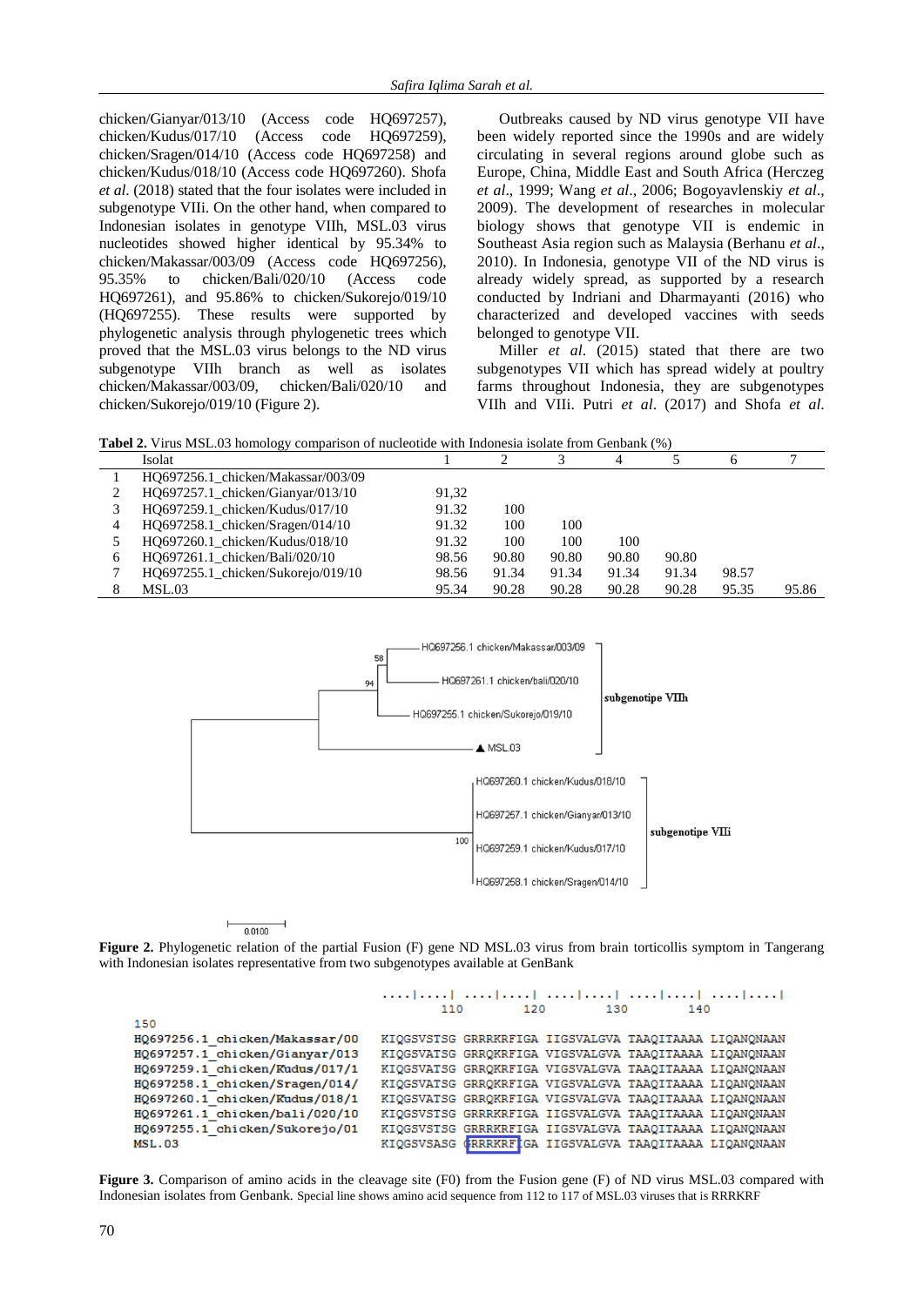chicken/Gianyar/013/10 (Access code HQ697257), chicken/Kudus/017/10 (Access code HQ697259), chicken/Sragen/014/10 (Access code HQ697258) and chicken/Kudus/018/10 (Access code HQ697260). Shofa *et al*. (2018) stated that the four isolates were included in subgenotype VIIi. On the other hand, when compared to Indonesian isolates in genotype VIIh, MSL.03 virus nucleotides showed higher identical by 95.34% to chicken/Makassar/003/09 (Access code HQ697256), 95.35% to chicken/Bali/020/10 (Access code HQ697261), and 95.86% to chicken/Sukorejo/019/10 (HQ697255). These results were supported by phylogenetic analysis through phylogenetic trees which proved that the MSL.03 virus belongs to the ND virus subgenotype VIIh branch as well as isolates chicken/Makassar/003/09, chicken/Bali/020/10 and chicken/Sukorejo/019/10 (Figure 2).

Outbreaks caused by ND virus genotype VII have been widely reported since the 1990s and are widely circulating in several regions around globe such as Europe, China, Middle East and South Africa (Herczeg *et al*., 1999; Wang *et al*., 2006; Bogoyavlenskiy *et al*., 2009). The development of researches in molecular biology shows that genotype VII is endemic in Southeast Asia region such as Malaysia (Berhanu *et al*., 2010). In Indonesia, genotype VII of the ND virus is already widely spread, as supported by a research conducted by Indriani and Dharmayanti (2016) who characterized and developed vaccines with seeds belonged to genotype VII.

Miller *et al*. (2015) stated that there are two subgenotypes VII which has spread widely at poultry farms throughout Indonesia, they are subgenotypes VIIh and VIIi. Putri *et al*. (2017) and Shofa *et al*.

**Tabel 2.** Virus MSL.03 homology comparison of nucleotide with Indonesia isolate from Genbank (%)

| | Isolat | 1 | 2 | 3 | 4 | 5 | 6 | 7 |
|---|---|---|---|---|---|---|---|---|
| 1 | HQ697256.1_chicken/Makassar/003/09 | | | | | | | |
| 2 | HQ697257.1_chicken/Gianyar/013/10 | 91,32 | | | | | | |
| 3 | HQ697259.1_chicken/Kudus/017/10 | 91.32 | 100 | | | | | |
| 4 | HQ697258.1_chicken/Sragen/014/10 | 91.32 | 100 | 100 | | | | |
| 5 | HQ697260.1_chicken/Kudus/018/10 | 91.32 | 100 | 100 | 100 | | | |
| 6 | HQ697261.1_chicken/Bali/020/10 | 98.56 | 90.80 | 90.80 | 90.80 | 90.80 | | |
| 7 | HQ697255.1_chicken/Sukorejo/019/10 | 98.56 | 91.34 | 91.34 | 91.34 | 91.34 | 98.57 | |
| 8 | MSL.03 | 95.34 | 90.28 | 90.28 | 90.28 | 90.28 | 95.35 | 95.86 |

**Figure 2.** Phylogenetic relation of the partial Fusion (F) gene ND MSL.03 virus from brain torticollis symptom in Tangerang with Indonesian isolates representative from two subgenotypes available at GenBank

```
                                   110        120        130        140
150
HQ697256.1_chicken/Makassar/00   KIQGSVSTSG GRRRKRFIGA IIGSVALGVA TAAQITAAAA LIQANQNAAN
HQ697257.1_chicken/Gianyar/013   KIQGSVATSG GRRQKRFIGA VIGSVALGVA TAAQITAAAA LIQANQNAAN
HQ697259.1_chicken/Kudus/017/1   KIQGSVATSG GRRQKRFIGA VIGSVALGVA TAAQITAAAA LIQANQNAAN
HQ697258.1_chicken/Sragen/014/   KIQGSVATSG GRRQKRFIGA VIGSVALGVA TAAQITAAAA LIQANQNAAN
HQ697260.1_chicken/Kudus/018/1   KIQGSVATSG GRRQKRFIGA VIGSVALGVA TAAQITAAAA LIQANQNAAN
HQ697261.1_chicken/bali/020/10   KIQGSVSTSG GRRRKRFIGA IIGSVALGVA TAAQITAAAA LIQANQNAAN
HQ697255.1_chicken/Sukorejo/01   KIQGSVSTSG GRRRKRFIGA IIGSVALGVA TAAQITAAAA LIQANQNAAN
MSL.03                           KIQGSVSASG GRRRKRFIGA IIGSVALGVA TAAQITAAAA LIQANQNAAN
```

**Figure 3.** Comparison of amino acids in the cleavage site (F0) from the Fusion gene (F) of ND virus MSL.03 compared with Indonesian isolates from Genbank. Special line shows amino acid sequence from 112 to 117 of MSL.03 viruses that is RRRKRF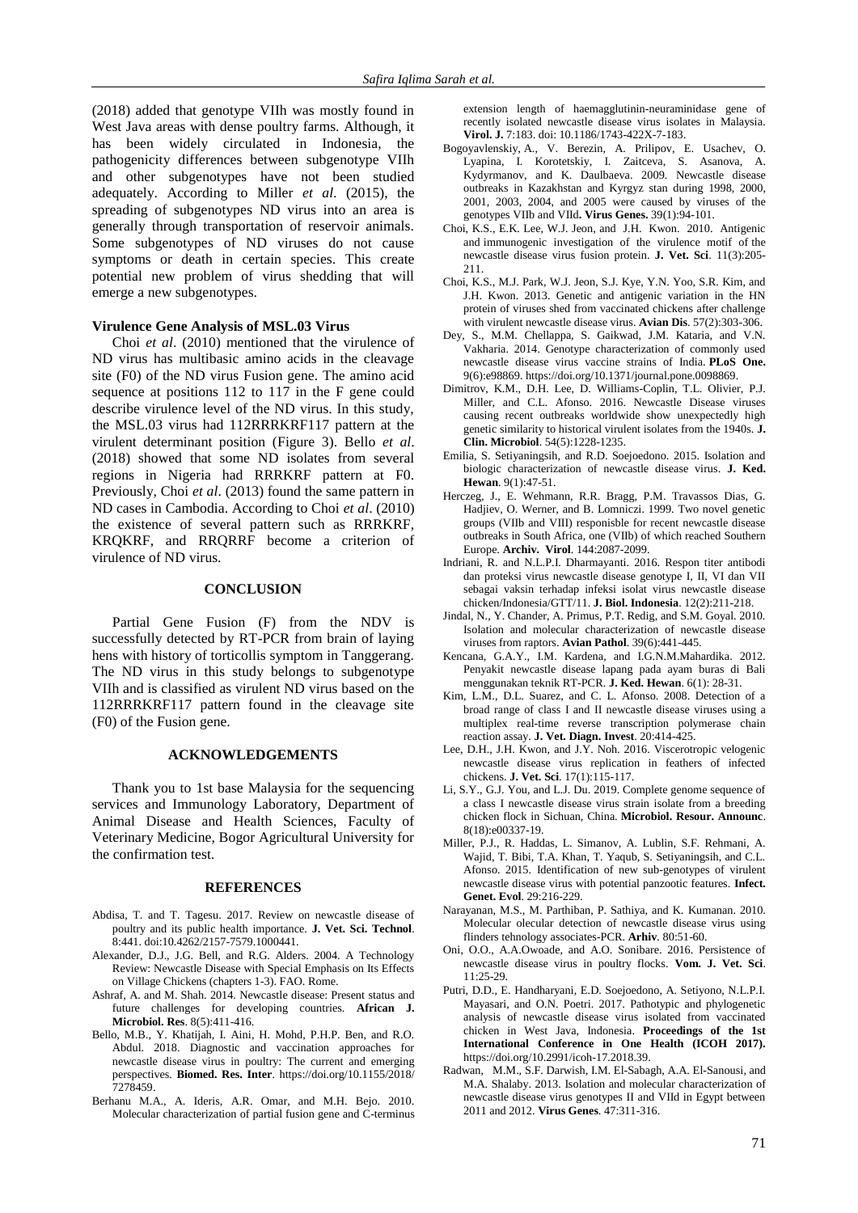(2018) added that genotype VIIh was mostly found in West Java areas with dense poultry farms. Although, it has been widely circulated in Indonesia, the pathogenicity differences between subgenotype VIIh and other subgenotypes have not been studied adequately. According to Miller *et al*. (2015), the spreading of subgenotypes ND virus into an area is generally through transportation of reservoir animals. Some subgenotypes of ND viruses do not cause symptoms or death in certain species. This create potential new problem of virus shedding that will emerge a new subgenotypes.

**Virulence Gene Analysis of MSL.03 Virus**

Choi *et al*. (2010) mentioned that the virulence of ND virus has multibasic amino acids in the cleavage site (F0) of the ND virus Fusion gene. The amino acid sequence at positions 112 to 117 in the F gene could describe virulence level of the ND virus. In this study, the MSL.03 virus had 112RRRKRF117 pattern at the virulent determinant position (Figure 3). Bello *et al*. (2018) showed that some ND isolates from several regions in Nigeria had RRRKRF pattern at F0. Previously, Choi *et al*. (2013) found the same pattern in ND cases in Cambodia. According to Choi *et al*. (2010) the existence of several pattern such as RRRKRF, KRQKRF, and RRQRRF become a criterion of virulence of ND virus.

## CONCLUSION

Partial Gene Fusion (F) from the NDV is successfully detected by RT-PCR from brain of laying hens with history of torticollis symptom in Tanggerang. The ND virus in this study belongs to subgenotype VIIh and is classified as virulent ND virus based on the 112RRRKRF117 pattern found in the cleavage site (F0) of the Fusion gene.

## ACKNOWLEDGEMENTS

Thank you to 1st base Malaysia for the sequencing services and Immunology Laboratory, Department of Animal Disease and Health Sciences, Faculty of Veterinary Medicine, Bogor Agricultural University for the confirmation test.

## REFERENCES

Abdisa, T. and T. Tagesu. 2017. Review on newcastle disease of poultry and its public health importance. **J. Vet. Sci. Technol**. 8:441. doi:10.4262/2157-7579.1000441.

Alexander, D.J., J.G. Bell, and R.G. Alders. 2004. A Technology Review: Newcastle Disease with Special Emphasis on Its Effects on Village Chickens (chapters 1-3). FAO. Rome.

Ashraf, A. and M. Shah. 2014. Newcastle disease: Present status and future challenges for developing countries. **African J. Microbiol. Res**. 8(5):411-416.

Bello, M.B., Y. Khatijah, I. Aini, H. Mohd, P.H.P. Ben, and R.O. Abdul. 2018. Diagnostic and vaccination approaches for newcastle disease virus in poultry: The current and emerging perspectives. **Biomed. Res. Inter**. https://doi.org/10.1155/2018/7278459.

Berhanu M.A., A. Ideris, A.R. Omar, and M.H. Bejo. 2010. Molecular characterization of partial fusion gene and C-terminus extension length of haemagglutinin-neuraminidase gene of recently isolated newcastle disease virus isolates in Malaysia. **Virol. J.** 7:183. doi: 10.1186/1743-422X-7-183.

Bogoyavlenskiy, A., V. Berezin, A. Prilipov, E. Usachev, O. Lyapina, I. Korotetskiy, I. Zaitceva, S. Asanova, A. Kydyrmanov, and K. Daulbaeva. 2009. Newcastle disease outbreaks in Kazakhstan and Kyrgyz stan during 1998, 2000, 2001, 2003, 2004, and 2005 were caused by viruses of the genotypes VIIb and VIId**. Virus Genes.** 39(1):94-101.

Choi, K.S., E.K. Lee, W.J. Jeon, and J.H. Kwon. 2010. Antigenic and immunogenic investigation of the virulence motif of the newcastle disease virus fusion protein. **J. Vet. Sci**. 11(3):205-211.

Choi, K.S., M.J. Park, W.J. Jeon, S.J. Kye, Y.N. Yoo, S.R. Kim, and J.H. Kwon. 2013. Genetic and antigenic variation in the HN protein of viruses shed from vaccinated chickens after challenge with virulent newcastle disease virus. **Avian Dis**. 57(2):303-306.

Dey, S., M.M. Chellappa, S. Gaikwad, J.M. Kataria, and V.N. Vakharia. 2014. Genotype characterization of commonly used newcastle disease virus vaccine strains of India. **PLoS One.** 9(6):e98869. https://doi.org/10.1371/journal.pone.0098869.

Dimitrov, K.M., D.H. Lee, D. Williams-Coplin, T.L. Olivier, P.J. Miller, and C.L. Afonso. 2016. Newcastle Disease viruses causing recent outbreaks worldwide show unexpectedly high genetic similarity to historical virulent isolates from the 1940s. **J. Clin. Microbiol**. 54(5):1228-1235.

Emilia, S. Setiyaningsih, and R.D. Soejoedono. 2015. Isolation and biologic characterization of newcastle disease virus. **J. Ked. Hewan**. 9(1):47-51.

Herczeg, J., E. Wehmann, R.R. Bragg, P.M. Travassos Dias, G. Hadjiev, O. Werner, and B. Lomniczi. 1999. Two novel genetic groups (VIIb and VIII) responisble for recent newcastle disease outbreaks in South Africa, one (VIIb) of which reached Southern Europe. **Archiv. Virol**. 144:2087-2099.

Indriani, R. and N.L.P.I. Dharmayanti. 2016. Respon titer antibodi dan proteksi virus newcastle disease genotype I, II, VI dan VII sebagai vaksin terhadap infeksi isolat virus newcastle disease chicken/Indonesia/GTT/11. **J. Biol. Indonesia**. 12(2):211-218.

Jindal, N., Y. Chander, A. Primus, P.T. Redig, and S.M. Goyal. 2010. Isolation and molecular characterization of newcastle disease viruses from raptors. **Avian Pathol**. 39(6):441-445.

Kencana, G.A.Y., I.M. Kardena, and I.G.N.M.Mahardika. 2012. Penyakit newcastle disease lapang pada ayam buras di Bali menggunakan teknik RT-PCR. **J. Ked. Hewan**. 6(1): 28-31.

Kim, L.M., D.L. Suarez, and C. L. Afonso. 2008. Detection of a broad range of class I and II newcastle disease viruses using a multiplex real-time reverse transcription polymerase chain reaction assay. **J. Vet. Diagn. Invest**. 20:414-425.

Lee, D.H., J.H. Kwon, and J.Y. Noh. 2016. Viscerotropic velogenic newcastle disease virus replication in feathers of infected chickens. **J. Vet. Sci**. 17(1):115-117.

Li, S.Y., G.J. You, and L.J. Du. 2019. Complete genome sequence of a class I newcastle disease virus strain isolate from a breeding chicken flock in Sichuan, China. **Microbiol. Resour. Announc**. 8(18):e00337-19.

Miller, P.J., R. Haddas, L. Simanov, A. Lublin, S.F. Rehmani, A. Wajid, T. Bibi, T.A. Khan, T. Yaqub, S. Setiyaningsih, and C.L. Afonso. 2015. Identification of new sub-genotypes of virulent newcastle disease virus with potential panzootic features. **Infect. Genet. Evol**. 29:216-229.

Narayanan, M.S., M. Parthiban, P. Sathiya, and K. Kumanan. 2010. Molecular olecular detection of newcastle disease virus using flinders tehnology associates-PCR. **Arhiv**. 80:51-60.

Oni, O.O., A.A.Owoade, and A.O. Sonibare. 2016. Persistence of newcastle disease virus in poultry flocks. **Vom. J. Vet. Sci**. 11:25-29.

Putri, D.D., E. Handharyani, E.D. Soejoedono, A. Setiyono, N.L.P.I. Mayasari, and O.N. Poetri. 2017. Pathotypic and phylogenetic analysis of newcastle disease virus isolated from vaccinated chicken in West Java, Indonesia. **Proceedings of the 1st International Conference in One Health (ICOH 2017).** https://doi.org/10.2991/icoh-17.2018.39.

Radwan, M.M., S.F. Darwish, I.M. El-Sabagh, A.A. El-Sanousi, and M.A. Shalaby. 2013. Isolation and molecular characterization of newcastle disease virus genotypes II and VIId in Egypt between 2011 and 2012. **Virus Genes**. 47:311-316.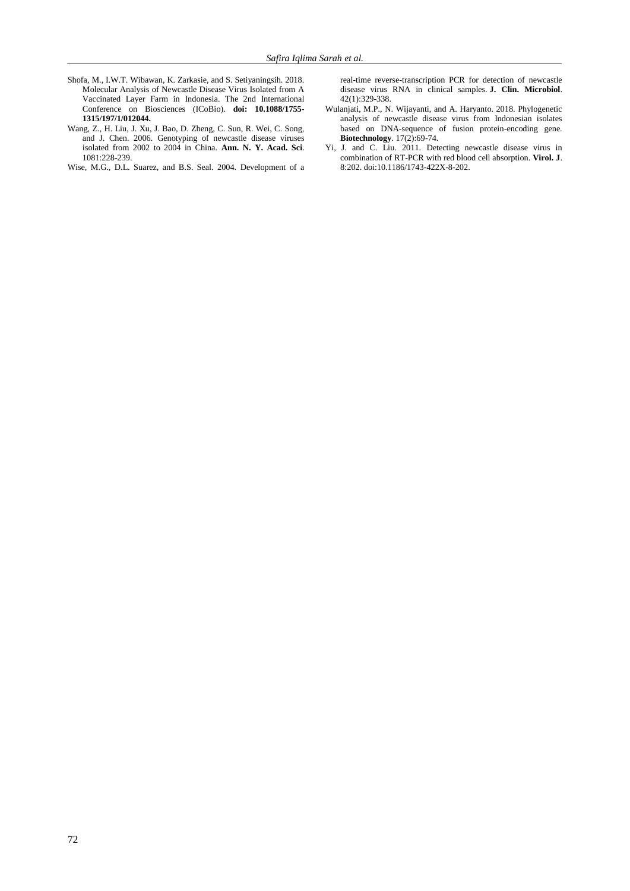Shofa, M., I.W.T. Wibawan, K. Zarkasie, and S. Setiyaningsih. 2018. Molecular Analysis of Newcastle Disease Virus Isolated from A Vaccinated Layer Farm in Indonesia. The 2nd International Conference on Biosciences (ICoBio). **doi: 10.1088/1755-1315/197/1/012044.**

Wang, Z., H. Liu, J. Xu, J. Bao, D. Zheng, C. Sun, R. Wei, C. Song, and J. Chen. 2006. Genotyping of newcastle disease viruses isolated from 2002 to 2004 in China. **Ann. N. Y. Acad. Sci**. 1081:228-239.

Wise, M.G., D.L. Suarez, and B.S. Seal. 2004. Development of a real-time reverse-transcription PCR for detection of newcastle disease virus RNA in clinical samples. **J. Clin. Microbiol**. 42(1):329-338.

Wulanjati, M.P., N. Wijayanti, and A. Haryanto. 2018. Phylogenetic analysis of newcastle disease virus from Indonesian isolates based on DNA-sequence of fusion protein-encoding gene. **Biotechnology**. 17(2):69-74.

Yi, J. and C. Liu. 2011. Detecting newcastle disease virus in combination of RT-PCR with red blood cell absorption. **Virol. J**. 8:202. doi:10.1186/1743-422X-8-202.